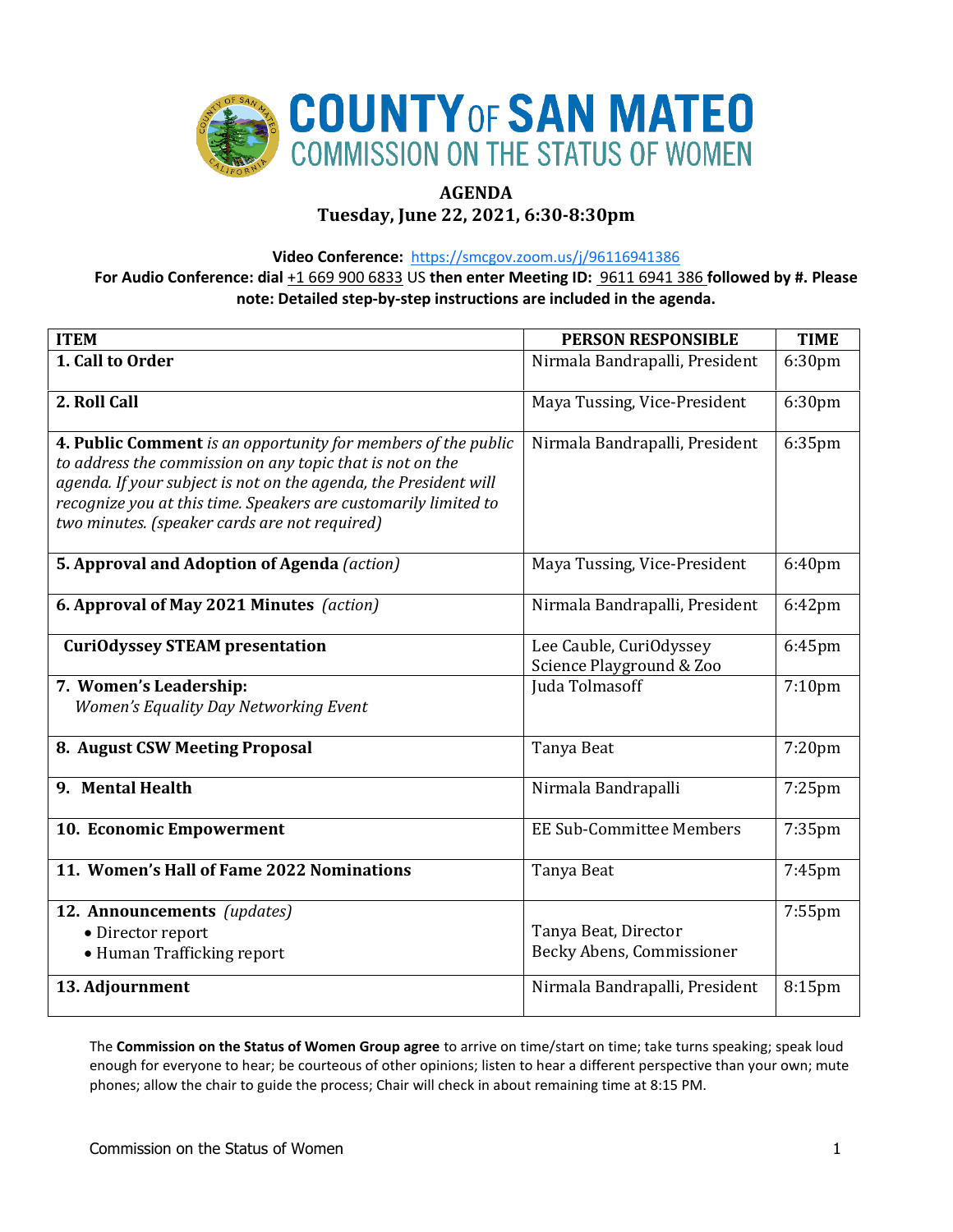# COUNTY OF SAN MATEO
## COMMISSION ON THE STATUS OF WOMEN

**AGENDA**
**Tuesday, June 22, 2021, 6:30-8:30pm**

**Video Conference:** https://smcgov.zoom.us/j/96116941386
**For Audio Conference: dial** +1 669 900 6833 US **then enter Meeting ID:** 9611 6941 386 **followed by #. Please note: Detailed step-by-step instructions are included in the agenda.**

| ITEM | PERSON RESPONSIBLE | TIME |
|---|---|---|
| **1. Call to Order** | Nirmala Bandrapalli, President | 6:30pm |
| **2. Roll Call** | Maya Tussing, Vice-President | 6:30pm |
| **4. Public Comment** *is an opportunity for members of the public to address the commission on any topic that is not on the agenda. If your subject is not on the agenda, the President will recognize you at this time. Speakers are customarily limited to two minutes. (speaker cards are not required)* | Nirmala Bandrapalli, President | 6:35pm |
| **5. Approval and Adoption of Agenda** *(action)* | Maya Tussing, Vice-President | 6:40pm |
| **6. Approval of May 2021 Minutes** *(action)* | Nirmala Bandrapalli, President | 6:42pm |
| **CuriOdyssey STEAM presentation** | Lee Cauble, CuriOdyssey Science Playground & Zoo | 6:45pm |
| **7. Women's Leadership:** *Women's Equality Day Networking Event* | Juda Tolmasoff | 7:10pm |
| **8. August CSW Meeting Proposal** | Tanya Beat | 7:20pm |
| **9. Mental Health** | Nirmala Bandrapalli | 7:25pm |
| **10. Economic Empowerment** | EE Sub-Committee Members | 7:35pm |
| **11. Women's Hall of Fame 2022 Nominations** | Tanya Beat | 7:45pm |
| **12. Announcements** *(updates)* <br> • Director report <br> • Human Trafficking report | <br> Tanya Beat, Director <br> Becky Abens, Commissioner | 7:55pm |
| **13. Adjournment** | Nirmala Bandrapalli, President | 8:15pm |

The **Commission on the Status of Women Group agree** to arrive on time/start on time; take turns speaking; speak loud enough for everyone to hear; be courteous of other opinions; listen to hear a different perspective than your own; mute phones; allow the chair to guide the process; Chair will check in about remaining time at 8:15 PM.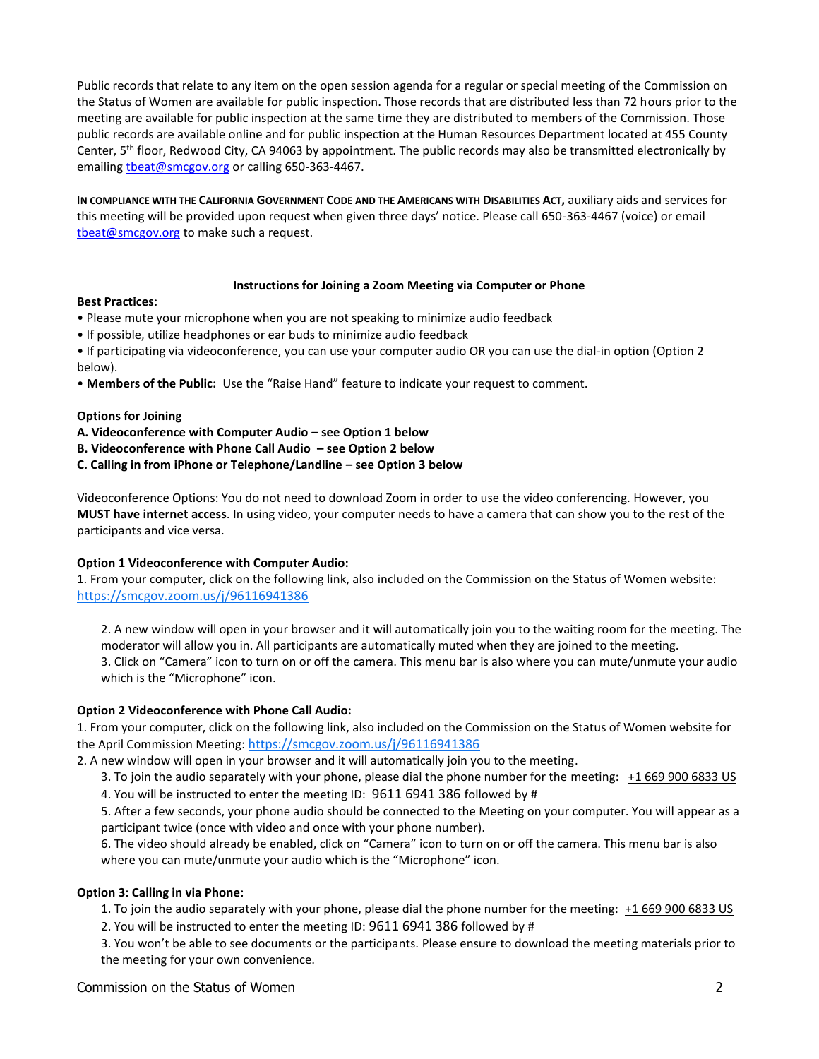Public records that relate to any item on the open session agenda for a regular or special meeting of the Commission on the Status of Women are available for public inspection. Those records that are distributed less than 72 hours prior to the meeting are available for public inspection at the same time they are distributed to members of the Commission. Those public records are available online and for public inspection at the Human Resources Department located at 455 County Center, 5th floor, Redwood City, CA 94063 by appointment. The public records may also be transmitted electronically by emailing tbeat@smcgov.org or calling 650-363-4467.

IN COMPLIANCE WITH THE CALIFORNIA GOVERNMENT CODE AND THE AMERICANS WITH DISABILITIES ACT, auxiliary aids and services for this meeting will be provided upon request when given three days' notice. Please call 650-363-4467 (voice) or email tbeat@smcgov.org to make such a request.

### Instructions for Joining a Zoom Meeting via Computer or Phone

**Best Practices:**

- Please mute your microphone when you are not speaking to minimize audio feedback
- If possible, utilize headphones or ear buds to minimize audio feedback
- If participating via videoconference, you can use your computer audio OR you can use the dial-in option (Option 2 below).
- **Members of the Public:** Use the "Raise Hand" feature to indicate your request to comment.

**Options for Joining**

**A. Videoconference with Computer Audio – see Option 1 below**
**B. Videoconference with Phone Call Audio – see Option 2 below**
**C. Calling in from iPhone or Telephone/Landline – see Option 3 below**

Videoconference Options: You do not need to download Zoom in order to use the video conferencing. However, you **MUST have internet access**. In using video, your computer needs to have a camera that can show you to the rest of the participants and vice versa.

**Option 1 Videoconference with Computer Audio:**

1. From your computer, click on the following link, also included on the Commission on the Status of Women website: https://smcgov.zoom.us/j/96116941386
2. A new window will open in your browser and it will automatically join you to the waiting room for the meeting. The moderator will allow you in. All participants are automatically muted when they are joined to the meeting.
3. Click on "Camera" icon to turn on or off the camera. This menu bar is also where you can mute/unmute your audio which is the "Microphone" icon.

**Option 2 Videoconference with Phone Call Audio:**

1. From your computer, click on the following link, also included on the Commission on the Status of Women website for the April Commission Meeting: https://smcgov.zoom.us/j/96116941386
2. A new window will open in your browser and it will automatically join you to the meeting.
3. To join the audio separately with your phone, please dial the phone number for the meeting: +1 669 900 6833 US
4. You will be instructed to enter the meeting ID: 9611 6941 386 followed by #
5. After a few seconds, your phone audio should be connected to the Meeting on your computer. You will appear as a participant twice (once with video and once with your phone number).
6. The video should already be enabled, click on "Camera" icon to turn on or off the camera. This menu bar is also where you can mute/unmute your audio which is the "Microphone" icon.

**Option 3: Calling in via Phone:**

1. To join the audio separately with your phone, please dial the phone number for the meeting: +1 669 900 6833 US
2. You will be instructed to enter the meeting ID: 9611 6941 386 followed by #
3. You won't be able to see documents or the participants. Please ensure to download the meeting materials prior to the meeting for your own convenience.